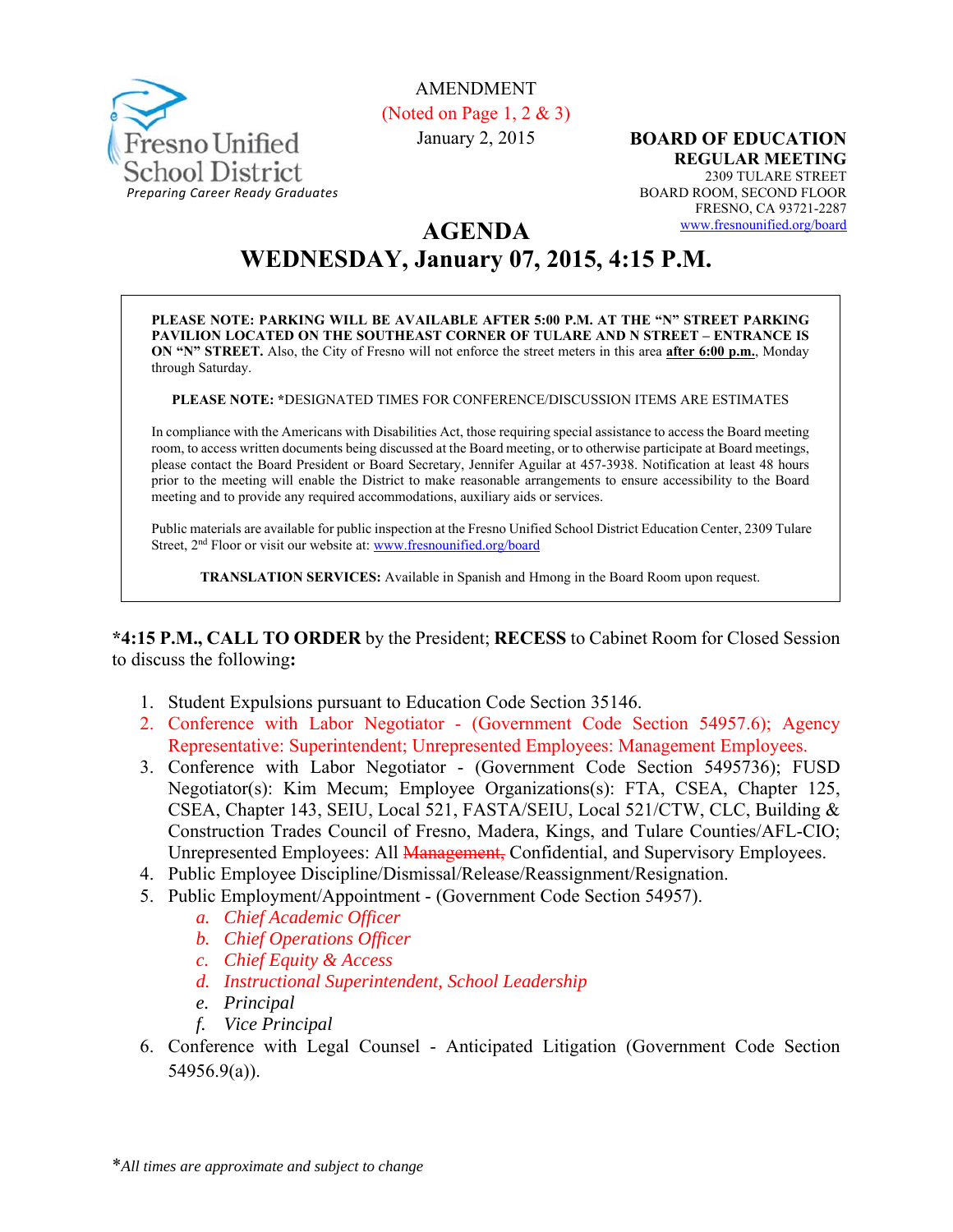Fresno Unified School District
*Preparing Career Ready Graduates*

AMENDMENT
(Noted on Page 1, 2 & 3)
January 2, 2015

**BOARD OF EDUCATION**
**REGULAR MEETING**
2309 TULARE STREET
BOARD ROOM, SECOND FLOOR
FRESNO, CA 93721-2287
www.fresnounified.org/board

# AGENDA
## WEDNESDAY, January 07, 2015, 4:15 P.M.

**PLEASE NOTE: PARKING WILL BE AVAILABLE AFTER 5:00 P.M. AT THE "N" STREET PARKING PAVILION LOCATED ON THE SOUTHEAST CORNER OF TULARE AND N STREET – ENTRANCE IS ON "N" STREET.** Also, the City of Fresno will not enforce the street meters in this area **after 6:00 p.m.**, Monday through Saturday.

**PLEASE NOTE:** *DESIGNATED TIMES FOR CONFERENCE/DISCUSSION ITEMS ARE ESTIMATES

In compliance with the Americans with Disabilities Act, those requiring special assistance to access the Board meeting room, to access written documents being discussed at the Board meeting, or to otherwise participate at Board meetings, please contact the Board President or Board Secretary, Jennifer Aguilar at 457-3938. Notification at least 48 hours prior to the meeting will enable the District to make reasonable arrangements to ensure accessibility to the Board meeting and to provide any required accommodations, auxiliary aids or services.

Public materials are available for public inspection at the Fresno Unified School District Education Center, 2309 Tulare Street, 2nd Floor or visit our website at: www.fresnounified.org/board

**TRANSLATION SERVICES:** Available in Spanish and Hmong in the Board Room upon request.

***4:15 P.M., CALL TO ORDER** by the President; **RECESS** to Cabinet Room for Closed Session to discuss the following**:**

1. Student Expulsions pursuant to Education Code Section 35146.
2. Conference with Labor Negotiator - (Government Code Section 54957.6); Agency Representative: Superintendent; Unrepresented Employees: Management Employees.
3. Conference with Labor Negotiator - (Government Code Section 5495736); FUSD Negotiator(s): Kim Mecum; Employee Organizations(s): FTA, CSEA, Chapter 125, CSEA, Chapter 143, SEIU, Local 521, FASTA/SEIU, Local 521/CTW, CLC, Building & Construction Trades Council of Fresno, Madera, Kings, and Tulare Counties/AFL-CIO; Unrepresented Employees: All ~~Management,~~ Confidential, and Supervisory Employees.
4. Public Employee Discipline/Dismissal/Release/Reassignment/Resignation.
5. Public Employment/Appointment - (Government Code Section 54957).
   a. *Chief Academic Officer*
   b. *Chief Operations Officer*
   c. *Chief Equity & Access*
   d. *Instructional Superintendent, School Leadership*
   e. *Principal*
   f. *Vice Principal*
6. Conference with Legal Counsel - Anticipated Litigation (Government Code Section 54956.9(a)).

**All times are approximate and subject to change*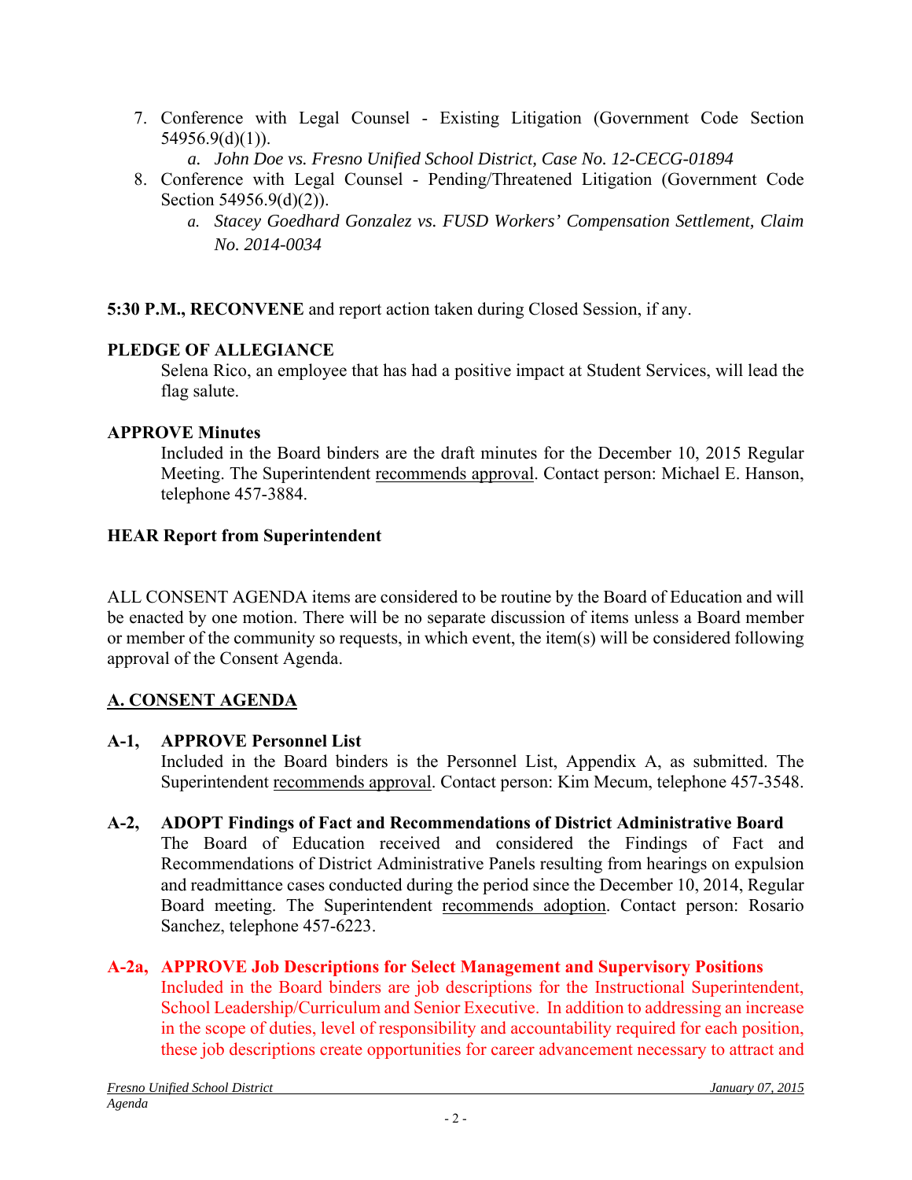7. Conference with Legal Counsel - Existing Litigation (Government Code Section 54956.9(d)(1)).
   a. *John Doe vs. Fresno Unified School District, Case No. 12-CECG-01894*
8. Conference with Legal Counsel - Pending/Threatened Litigation (Government Code Section 54956.9(d)(2)).
   a. *Stacey Goedhard Gonzalez vs. FUSD Workers' Compensation Settlement, Claim No. 2014-0034*

**5:30 P.M., RECONVENE** and report action taken during Closed Session, if any.

**PLEDGE OF ALLEGIANCE**

Selena Rico, an employee that has had a positive impact at Student Services, will lead the flag salute.

**APPROVE Minutes**

Included in the Board binders are the draft minutes for the December 10, 2015 Regular Meeting. The Superintendent recommends approval. Contact person: Michael E. Hanson, telephone 457-3884.

**HEAR Report from Superintendent**

ALL CONSENT AGENDA items are considered to be routine by the Board of Education and will be enacted by one motion. There will be no separate discussion of items unless a Board member or member of the community so requests, in which event, the item(s) will be considered following approval of the Consent Agenda.

## A. CONSENT AGENDA

**A-1, APPROVE Personnel List**

Included in the Board binders is the Personnel List, Appendix A, as submitted. The Superintendent recommends approval. Contact person: Kim Mecum, telephone 457-3548.

**A-2, ADOPT Findings of Fact and Recommendations of District Administrative Board**

The Board of Education received and considered the Findings of Fact and Recommendations of District Administrative Panels resulting from hearings on expulsion and readmittance cases conducted during the period since the December 10, 2014, Regular Board meeting. The Superintendent recommends adoption. Contact person: Rosario Sanchez, telephone 457-6223.

**A-2a, APPROVE Job Descriptions for Select Management and Supervisory Positions**

Included in the Board binders are job descriptions for the Instructional Superintendent, School Leadership/Curriculum and Senior Executive. In addition to addressing an increase in the scope of duties, level of responsibility and accountability required for each position, these job descriptions create opportunities for career advancement necessary to attract and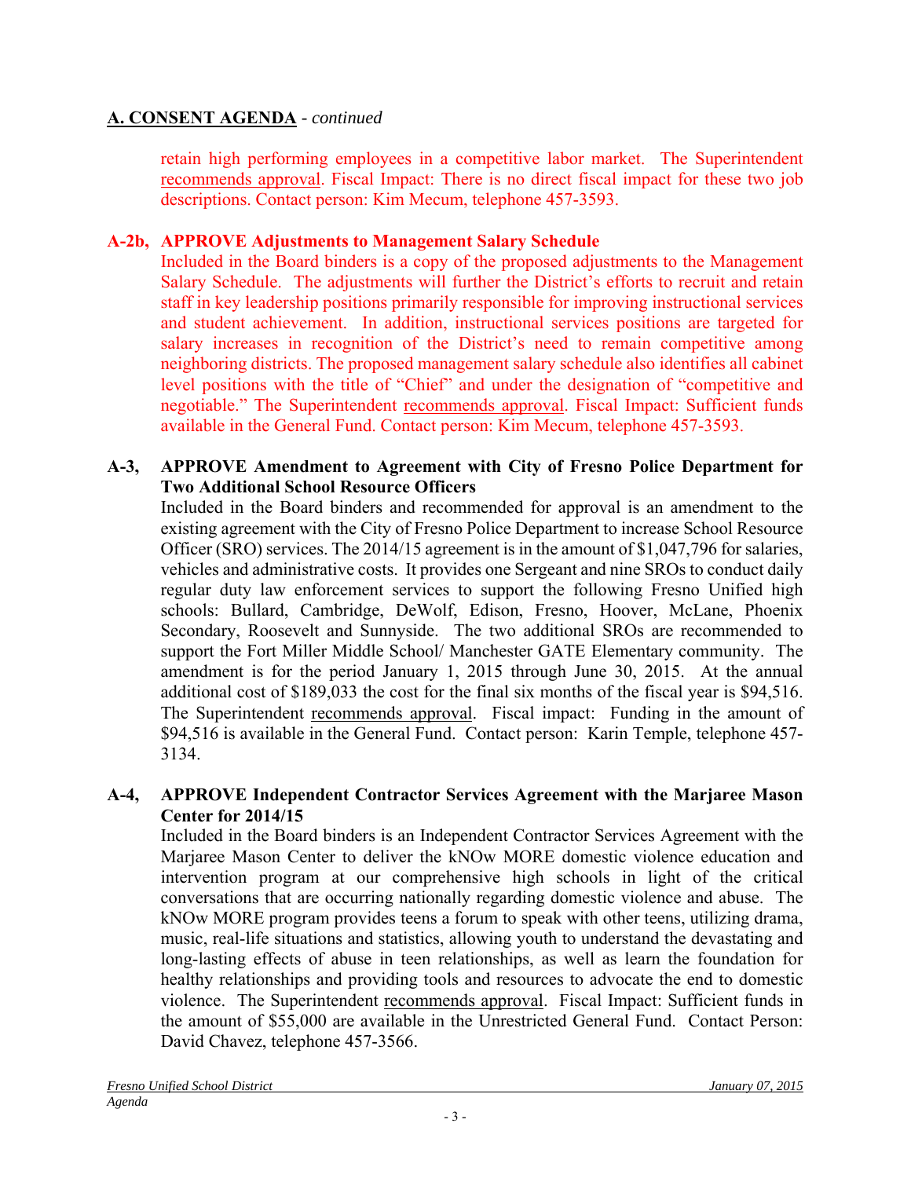## A. CONSENT AGENDA - *continued*

retain high performing employees in a competitive labor market. The Superintendent recommends approval. Fiscal Impact: There is no direct fiscal impact for these two job descriptions. Contact person: Kim Mecum, telephone 457-3593.

**A-2b, APPROVE Adjustments to Management Salary Schedule**

Included in the Board binders is a copy of the proposed adjustments to the Management Salary Schedule. The adjustments will further the District's efforts to recruit and retain staff in key leadership positions primarily responsible for improving instructional services and student achievement. In addition, instructional services positions are targeted for salary increases in recognition of the District's need to remain competitive among neighboring districts. The proposed management salary schedule also identifies all cabinet level positions with the title of "Chief" and under the designation of "competitive and negotiable." The Superintendent recommends approval. Fiscal Impact: Sufficient funds available in the General Fund. Contact person: Kim Mecum, telephone 457-3593.

**A-3, APPROVE Amendment to Agreement with City of Fresno Police Department for Two Additional School Resource Officers**

Included in the Board binders and recommended for approval is an amendment to the existing agreement with the City of Fresno Police Department to increase School Resource Officer (SRO) services. The 2014/15 agreement is in the amount of $1,047,796 for salaries, vehicles and administrative costs. It provides one Sergeant and nine SROs to conduct daily regular duty law enforcement services to support the following Fresno Unified high schools: Bullard, Cambridge, DeWolf, Edison, Fresno, Hoover, McLane, Phoenix Secondary, Roosevelt and Sunnyside. The two additional SROs are recommended to support the Fort Miller Middle School/ Manchester GATE Elementary community. The amendment is for the period January 1, 2015 through June 30, 2015. At the annual additional cost of $189,033 the cost for the final six months of the fiscal year is $94,516. The Superintendent recommends approval. Fiscal impact: Funding in the amount of $94,516 is available in the General Fund. Contact person: Karin Temple, telephone 457-3134.

**A-4, APPROVE Independent Contractor Services Agreement with the Marjaree Mason Center for 2014/15**

Included in the Board binders is an Independent Contractor Services Agreement with the Marjaree Mason Center to deliver the kNOw MORE domestic violence education and intervention program at our comprehensive high schools in light of the critical conversations that are occurring nationally regarding domestic violence and abuse. The kNOw MORE program provides teens a forum to speak with other teens, utilizing drama, music, real-life situations and statistics, allowing youth to understand the devastating and long-lasting effects of abuse in teen relationships, as well as learn the foundation for healthy relationships and providing tools and resources to advocate the end to domestic violence. The Superintendent recommends approval. Fiscal Impact: Sufficient funds in the amount of $55,000 are available in the Unrestricted General Fund. Contact Person: David Chavez, telephone 457-3566.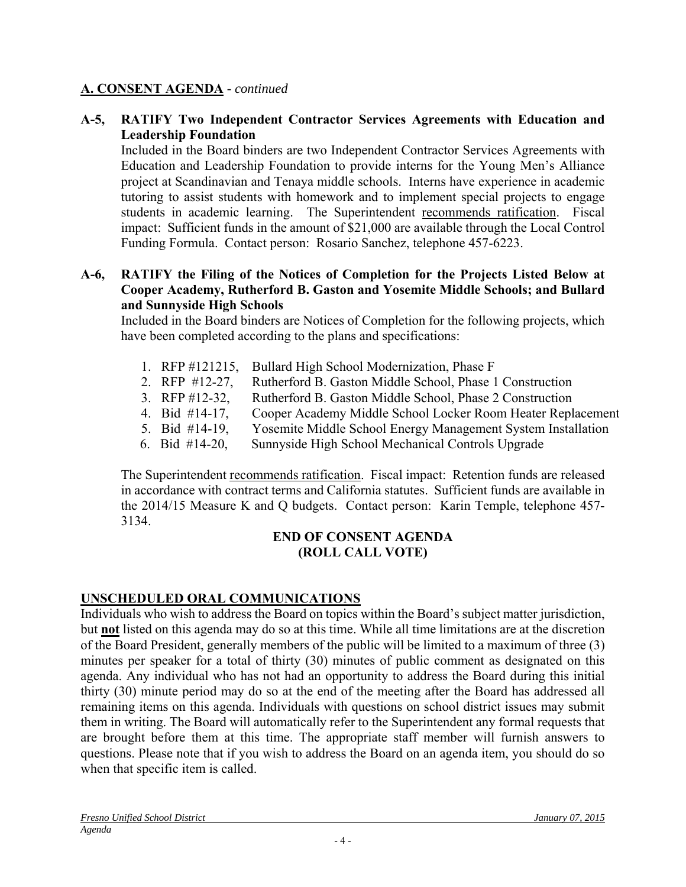## A. CONSENT AGENDA - *continued*

**A-5, RATIFY Two Independent Contractor Services Agreements with Education and Leadership Foundation**

Included in the Board binders are two Independent Contractor Services Agreements with Education and Leadership Foundation to provide interns for the Young Men's Alliance project at Scandinavian and Tenaya middle schools. Interns have experience in academic tutoring to assist students with homework and to implement special projects to engage students in academic learning. The Superintendent recommends ratification. Fiscal impact: Sufficient funds in the amount of $21,000 are available through the Local Control Funding Formula. Contact person: Rosario Sanchez, telephone 457-6223.

**A-6, RATIFY the Filing of the Notices of Completion for the Projects Listed Below at Cooper Academy, Rutherford B. Gaston and Yosemite Middle Schools; and Bullard and Sunnyside High Schools**

Included in the Board binders are Notices of Completion for the following projects, which have been completed according to the plans and specifications:

1. RFP #121215, Bullard High School Modernization, Phase F
2. RFP #12-27, Rutherford B. Gaston Middle School, Phase 1 Construction
3. RFP #12-32, Rutherford B. Gaston Middle School, Phase 2 Construction
4. Bid #14-17, Cooper Academy Middle School Locker Room Heater Replacement
5. Bid #14-19, Yosemite Middle School Energy Management System Installation
6. Bid #14-20, Sunnyside High School Mechanical Controls Upgrade

The Superintendent recommends ratification. Fiscal impact: Retention funds are released in accordance with contract terms and California statutes. Sufficient funds are available in the 2014/15 Measure K and Q budgets. Contact person: Karin Temple, telephone 457-3134.

**END OF CONSENT AGENDA**
**(ROLL CALL VOTE)**

## UNSCHEDULED ORAL COMMUNICATIONS

Individuals who wish to address the Board on topics within the Board's subject matter jurisdiction, but **not** listed on this agenda may do so at this time. While all time limitations are at the discretion of the Board President, generally members of the public will be limited to a maximum of three (3) minutes per speaker for a total of thirty (30) minutes of public comment as designated on this agenda. Any individual who has not had an opportunity to address the Board during this initial thirty (30) minute period may do so at the end of the meeting after the Board has addressed all remaining items on this agenda. Individuals with questions on school district issues may submit them in writing. The Board will automatically refer to the Superintendent any formal requests that are brought before them at this time. The appropriate staff member will furnish answers to questions. Please note that if you wish to address the Board on an agenda item, you should do so when that specific item is called.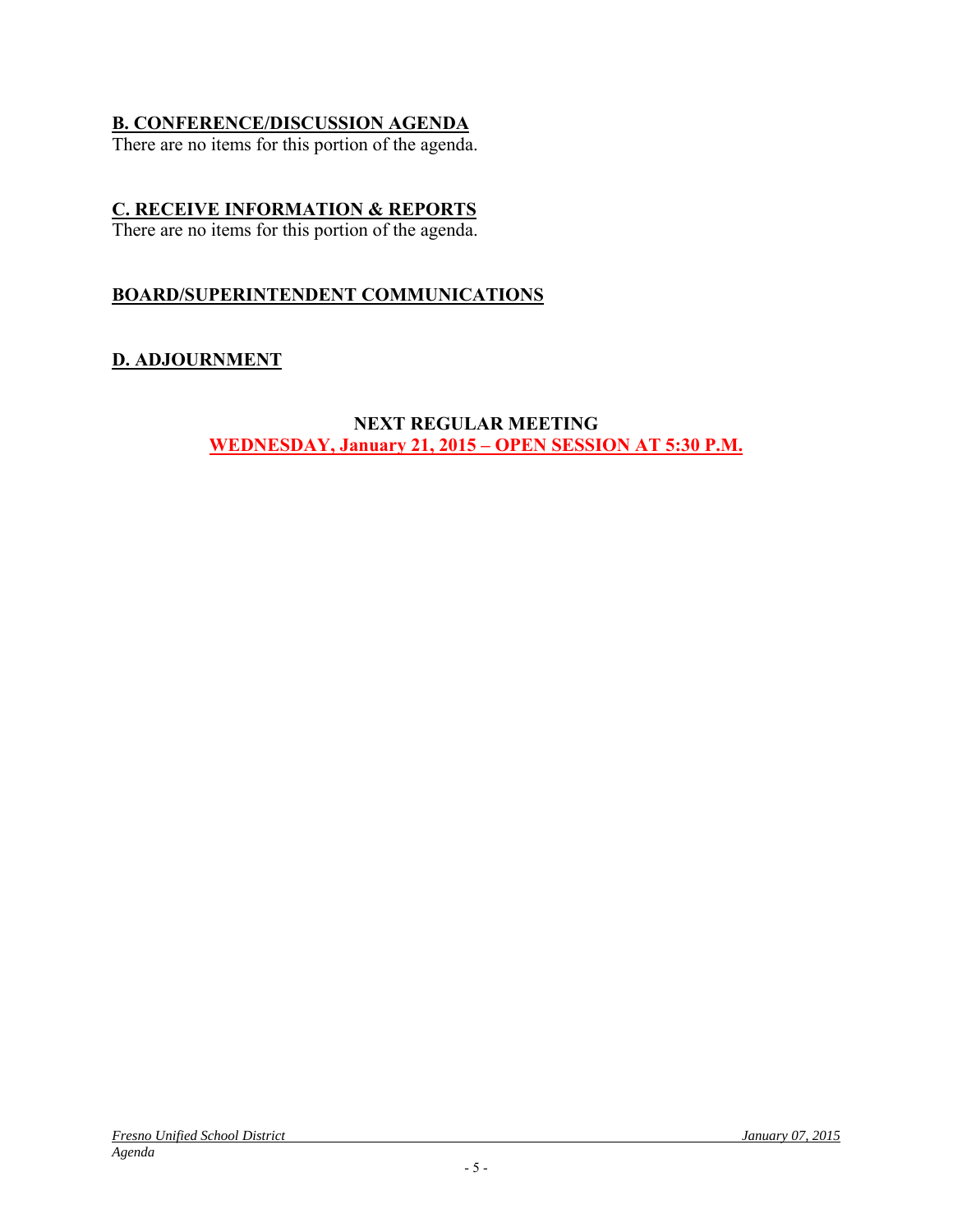## B. CONFERENCE/DISCUSSION AGENDA

There are no items for this portion of the agenda.

## C. RECEIVE INFORMATION & REPORTS

There are no items for this portion of the agenda.

## BOARD/SUPERINTENDENT COMMUNICATIONS

## D. ADJOURNMENT

**NEXT REGULAR MEETING**

**WEDNESDAY, January 21, 2015 – OPEN SESSION AT 5:30 P.M.**